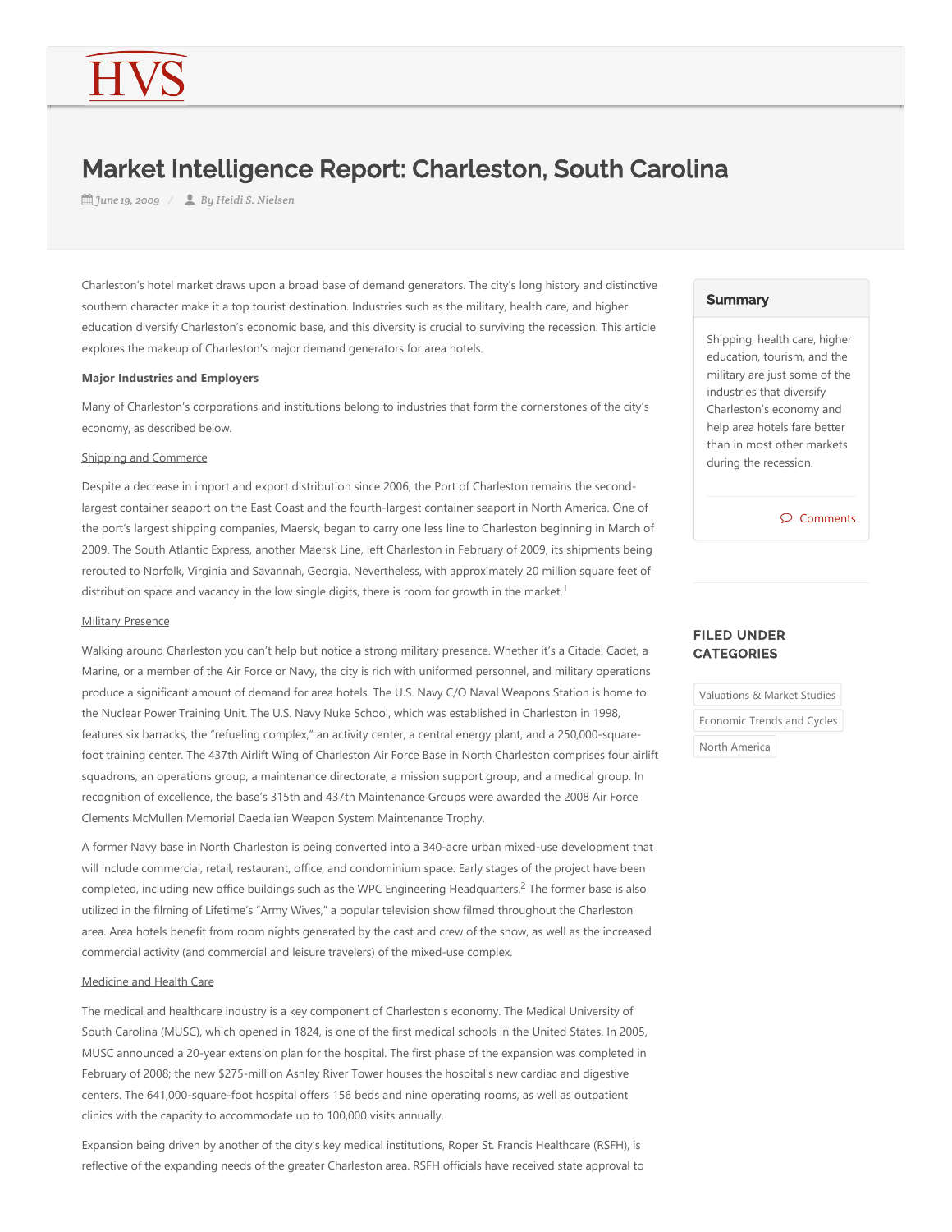# Market Intelligence Report: Charleston, South Carolina

*June 19, 2009 / By Heidi S. Nielsen*

Charleston's hotel market draws upon a broad base of demand generators. The city's long history and distinctive southern character make it a top tourist destination. Industries such as the military, health care, and higher education diversify Charleston's economic base, and this diversity is crucial to surviving the recession. This article explores the makeup of Charleston's major demand generators for area hotels.

**Summary**

Shipping, health care, higher education, tourism, and the military are just some of the industries that diversify Charleston's economy and help area hotels fare better than in most other markets during the recession.

**FILED UNDER CATEGORIES**

Valuations & Market Studies

Economic Trends and Cycles

North America

**Major Industries and Employers**

Many of Charleston's corporations and institutions belong to industries that form the cornerstones of the city's economy, as described below.

Shipping and Commerce

Despite a decrease in import and export distribution since 2006, the Port of Charleston remains the second-largest container seaport on the East Coast and the fourth-largest container seaport in North America. One of the port's largest shipping companies, Maersk, began to carry one less line to Charleston beginning in March of 2009. The South Atlantic Express, another Maersk Line, left Charleston in February of 2009, its shipments being rerouted to Norfolk, Virginia and Savannah, Georgia. Nevertheless, with approximately 20 million square feet of distribution space and vacancy in the low single digits, there is room for growth in the market.[1]

Military Presence

Walking around Charleston you can't help but notice a strong military presence. Whether it's a Citadel Cadet, a Marine, or a member of the Air Force or Navy, the city is rich with uniformed personnel, and military operations produce a significant amount of demand for area hotels. The U.S. Navy C/O Naval Weapons Station is home to the Nuclear Power Training Unit. The U.S. Navy Nuke School, which was established in Charleston in 1998, features six barracks, the "refueling complex," an activity center, a central energy plant, and a 250,000-square-foot training center. The 437th Airlift Wing of Charleston Air Force Base in North Charleston comprises four airlift squadrons, an operations group, a maintenance directorate, a mission support group, and a medical group. In recognition of excellence, the base's 315th and 437th Maintenance Groups were awarded the 2008 Air Force Clements McMullen Memorial Daedalian Weapon System Maintenance Trophy.

A former Navy base in North Charleston is being converted into a 340-acre urban mixed-use development that will include commercial, retail, restaurant, office, and condominium space. Early stages of the project have been completed, including new office buildings such as the WPC Engineering Headquarters.[2] The former base is also utilized in the filming of Lifetime's "Army Wives," a popular television show filmed throughout the Charleston area. Area hotels benefit from room nights generated by the cast and crew of the show, as well as the increased commercial activity (and commercial and leisure travelers) of the mixed-use complex.

Medicine and Health Care

The medical and healthcare industry is a key component of Charleston's economy. The Medical University of South Carolina (MUSC), which opened in 1824, is one of the first medical schools in the United States. In 2005, MUSC announced a 20-year extension plan for the hospital. The first phase of the expansion was completed in February of 2008; the new $275-million Ashley River Tower houses the hospital's new cardiac and digestive centers. The 641,000-square-foot hospital offers 156 beds and nine operating rooms, as well as outpatient clinics with the capacity to accommodate up to 100,000 visits annually.

Expansion being driven by another of the city's key medical institutions, Roper St. Francis Healthcare (RSFH), is reflective of the expanding needs of the greater Charleston area. RSFH officials have received state approval to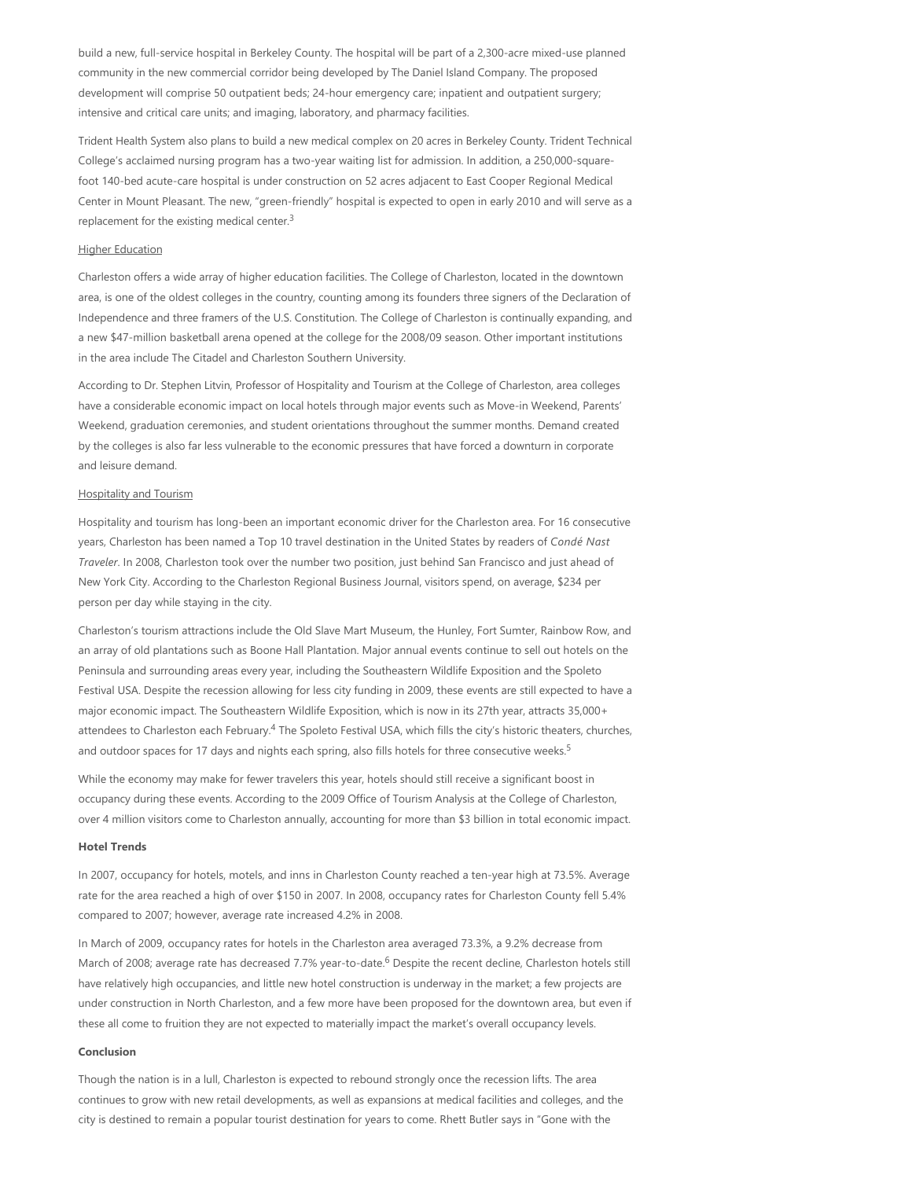build a new, full-service hospital in Berkeley County. The hospital will be part of a 2,300-acre mixed-use planned community in the new commercial corridor being developed by The Daniel Island Company. The proposed development will comprise 50 outpatient beds; 24-hour emergency care; inpatient and outpatient surgery; intensive and critical care units; and imaging, laboratory, and pharmacy facilities.

Trident Health System also plans to build a new medical complex on 20 acres in Berkeley County. Trident Technical College's acclaimed nursing program has a two-year waiting list for admission. In addition, a 250,000-square-foot 140-bed acute-care hospital is under construction on 52 acres adjacent to East Cooper Regional Medical Center in Mount Pleasant. The new, "green-friendly" hospital is expected to open in early 2010 and will serve as a replacement for the existing medical center.[3]

<u>Higher Education</u>

Charleston offers a wide array of higher education facilities. The College of Charleston, located in the downtown area, is one of the oldest colleges in the country, counting among its founders three signers of the Declaration of Independence and three framers of the U.S. Constitution. The College of Charleston is continually expanding, and a new $47-million basketball arena opened at the college for the 2008/09 season. Other important institutions in the area include The Citadel and Charleston Southern University.

According to Dr. Stephen Litvin, Professor of Hospitality and Tourism at the College of Charleston, area colleges have a considerable economic impact on local hotels through major events such as Move-in Weekend, Parents' Weekend, graduation ceremonies, and student orientations throughout the summer months. Demand created by the colleges is also far less vulnerable to the economic pressures that have forced a downturn in corporate and leisure demand.

<u>Hospitality and Tourism</u>

Hospitality and tourism has long-been an important economic driver for the Charleston area. For 16 consecutive years, Charleston has been named a Top 10 travel destination in the United States by readers of *Condé Nast Traveler*. In 2008, Charleston took over the number two position, just behind San Francisco and just ahead of New York City. According to the Charleston Regional Business Journal, visitors spend, on average, $234 per person per day while staying in the city.

Charleston's tourism attractions include the Old Slave Mart Museum, the Hunley, Fort Sumter, Rainbow Row, and an array of old plantations such as Boone Hall Plantation. Major annual events continue to sell out hotels on the Peninsula and surrounding areas every year, including the Southeastern Wildlife Exposition and the Spoleto Festival USA. Despite the recession allowing for less city funding in 2009, these events are still expected to have a major economic impact. The Southeastern Wildlife Exposition, which is now in its 27th year, attracts 35,000+ attendees to Charleston each February.[4] The Spoleto Festival USA, which fills the city's historic theaters, churches, and outdoor spaces for 17 days and nights each spring, also fills hotels for three consecutive weeks.[5]

While the economy may make for fewer travelers this year, hotels should still receive a significant boost in occupancy during these events. According to the 2009 Office of Tourism Analysis at the College of Charleston, over 4 million visitors come to Charleston annually, accounting for more than $3 billion in total economic impact.

**Hotel Trends**

In 2007, occupancy for hotels, motels, and inns in Charleston County reached a ten-year high at 73.5%. Average rate for the area reached a high of over $150 in 2007. In 2008, occupancy rates for Charleston County fell 5.4% compared to 2007; however, average rate increased 4.2% in 2008.

In March of 2009, occupancy rates for hotels in the Charleston area averaged 73.3%, a 9.2% decrease from March of 2008; average rate has decreased 7.7% year-to-date.[6] Despite the recent decline, Charleston hotels still have relatively high occupancies, and little new hotel construction is underway in the market; a few projects are under construction in North Charleston, and a few more have been proposed for the downtown area, but even if these all come to fruition they are not expected to materially impact the market's overall occupancy levels.

**Conclusion**

Though the nation is in a lull, Charleston is expected to rebound strongly once the recession lifts. The area continues to grow with new retail developments, as well as expansions at medical facilities and colleges, and the city is destined to remain a popular tourist destination for years to come. Rhett Butler says in "Gone with the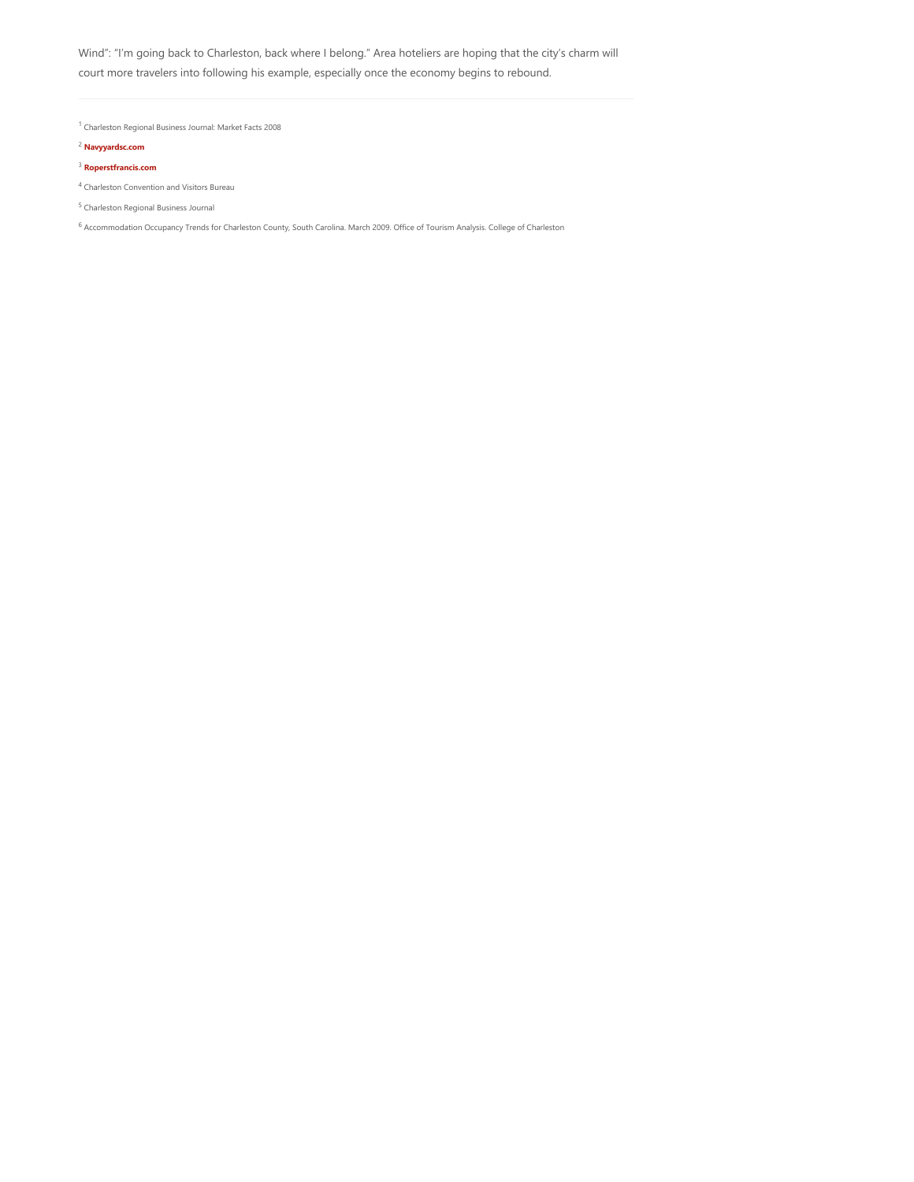Wind": "I'm going back to Charleston, back where I belong." Area hoteliers are hoping that the city's charm will court more travelers into following his example, especially once the economy begins to rebound.

---

[1] Charleston Regional Business Journal: Market Facts 2008

[2] **Navyyardsc.com**

[3] **Roperstfrancis.com**

[4] Charleston Convention and Visitors Bureau

[5] Charleston Regional Business Journal

[6] Accommodation Occupancy Trends for Charleston County, South Carolina. March 2009. Office of Tourism Analysis. College of Charleston